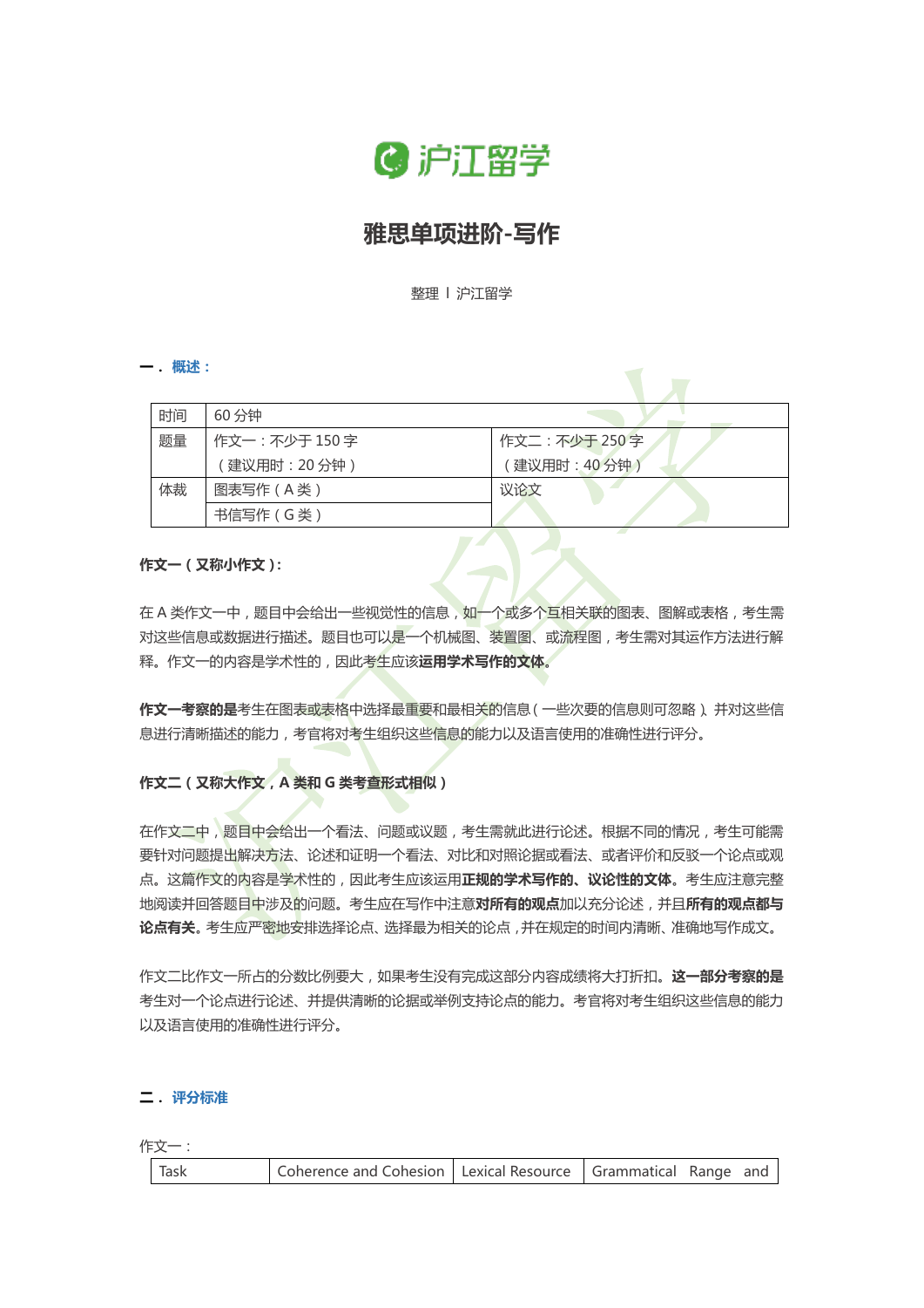# 雅思单项进阶-写作

整理 | 沪江留学

## 一．概述：

| 时间 | 60 分钟 | |
|---|---|---|
| 题量 | 作文一：不少于 150 字<br>（建议用时：20 分钟） | 作文二：不少于 250 字<br>（建议用时：40 分钟） |
| 体裁 | 图表写作（A 类） | 议论文 |
| | 书信写作（G 类） | |

**作文一（又称小作文）：**

在 A 类作文一中，题目中会给出一些视觉性的信息，如一个或多个互相关联的图表、图解或表格，考生需对这些信息或数据进行描述。题目也可以是一个机械图、装置图、或流程图，考生需对其运作方法进行解释。作文一的内容是学术性的，因此考生应该**运用学术写作的文体。**

**作文一考察的是**考生在图表或表格中选择最重要和最相关的信息（一些次要的信息则可忽略），并对这些信息进行清晰描述的能力，考官将对考生组织这些信息的能力以及语言使用的准确性进行评分。

**作文二（又称大作文，A 类和 G 类考查形式相似）**

在作文二中，题目中会给出一个看法、问题或议题，考生需就此进行论述。根据不同的情况，考生可能需要针对问题提出解决方法、论述和证明一个看法、对比和对照论据或看法、或者评价和反驳一个论点或观点。这篇作文的内容是学术性的，因此考生应该运用**正规的学术写作的、议论性的文体。**考生应注意完整地阅读并回答题目中涉及的问题。考生应在写作中注意**对所有的观点**加以充分论述，并且**所有的观点都与论点有关。**考生应严密地安排选择论点、选择最为相关的论点，并在规定的时间内清晰、准确地写作成文。

作文二比作文一所占的分数比例要大，如果考生没有完成这部分内容成绩将大打折扣。**这一部分考察的是**考生对一个论点进行论述、并提供清晰的论据或举例支持论点的能力。考官将对考生组织这些信息的能力以及语言使用的准确性进行评分。

## 二．评分标准

作文一：

| Task | Coherence and Cohesion | Lexical Resource | Grammatical Range and |
|---|---|---|---|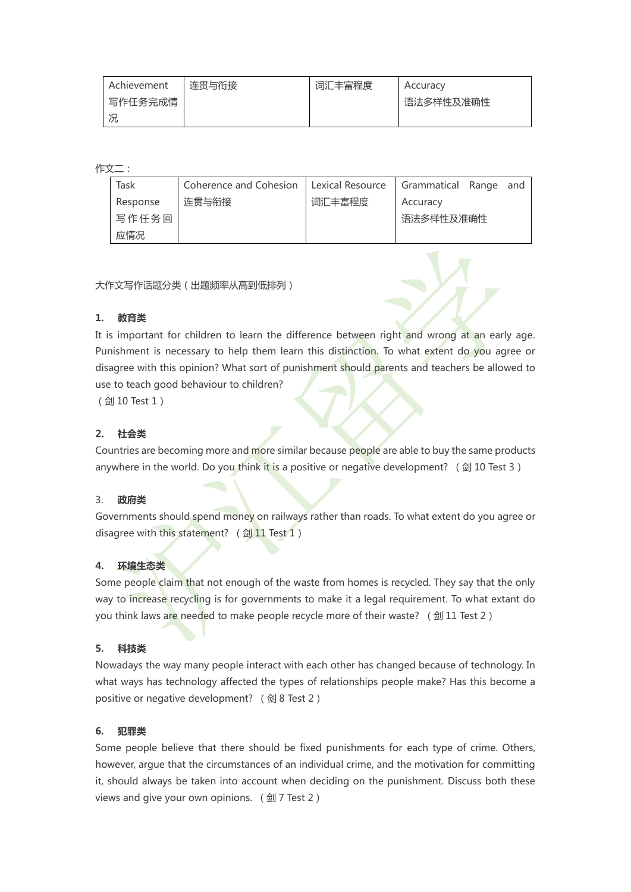| Achievement 写作任务完成情况 | 连贯与衔接 | 词汇丰富程度 | Accuracy 语法多样性及准确性 |
|---|---|---|---|

作文二：

| Task Response 写作任务回应情况 | Coherence and Cohesion 连贯与衔接 | Lexical Resource 词汇丰富程度 | Grammatical Range and Accuracy 语法多样性及准确性 |
|---|---|---|---|

大作文写作话题分类（出题频率从高到低排列）

**1. 教育类**

It is important for children to learn the difference between right and wrong at an early age. Punishment is necessary to help them learn this distinction. To what extent do you agree or disagree with this opinion? What sort of punishment should parents and teachers be allowed to use to teach good behaviour to children?
（剑 10 Test 1）

**2. 社会类**

Countries are becoming more and more similar because people are able to buy the same products anywhere in the world. Do you think it is a positive or negative development? （剑 10 Test 3）

3. **政府类**

Governments should spend money on railways rather than roads. To what extent do you agree or disagree with this statement? （剑 11 Test 1）

**4. 环境生态类**

Some people claim that not enough of the waste from homes is recycled. They say that the only way to increase recycling is for governments to make it a legal requirement. To what extant do you think laws are needed to make people recycle more of their waste? （剑 11 Test 2）

**5. 科技类**

Nowadays the way many people interact with each other has changed because of technology. In what ways has technology affected the types of relationships people make? Has this become a positive or negative development? （剑 8 Test 2）

**6. 犯罪类**

Some people believe that there should be fixed punishments for each type of crime. Others, however, argue that the circumstances of an individual crime, and the motivation for committing it, should always be taken into account when deciding on the punishment. Discuss both these views and give your own opinions. （剑 7 Test 2）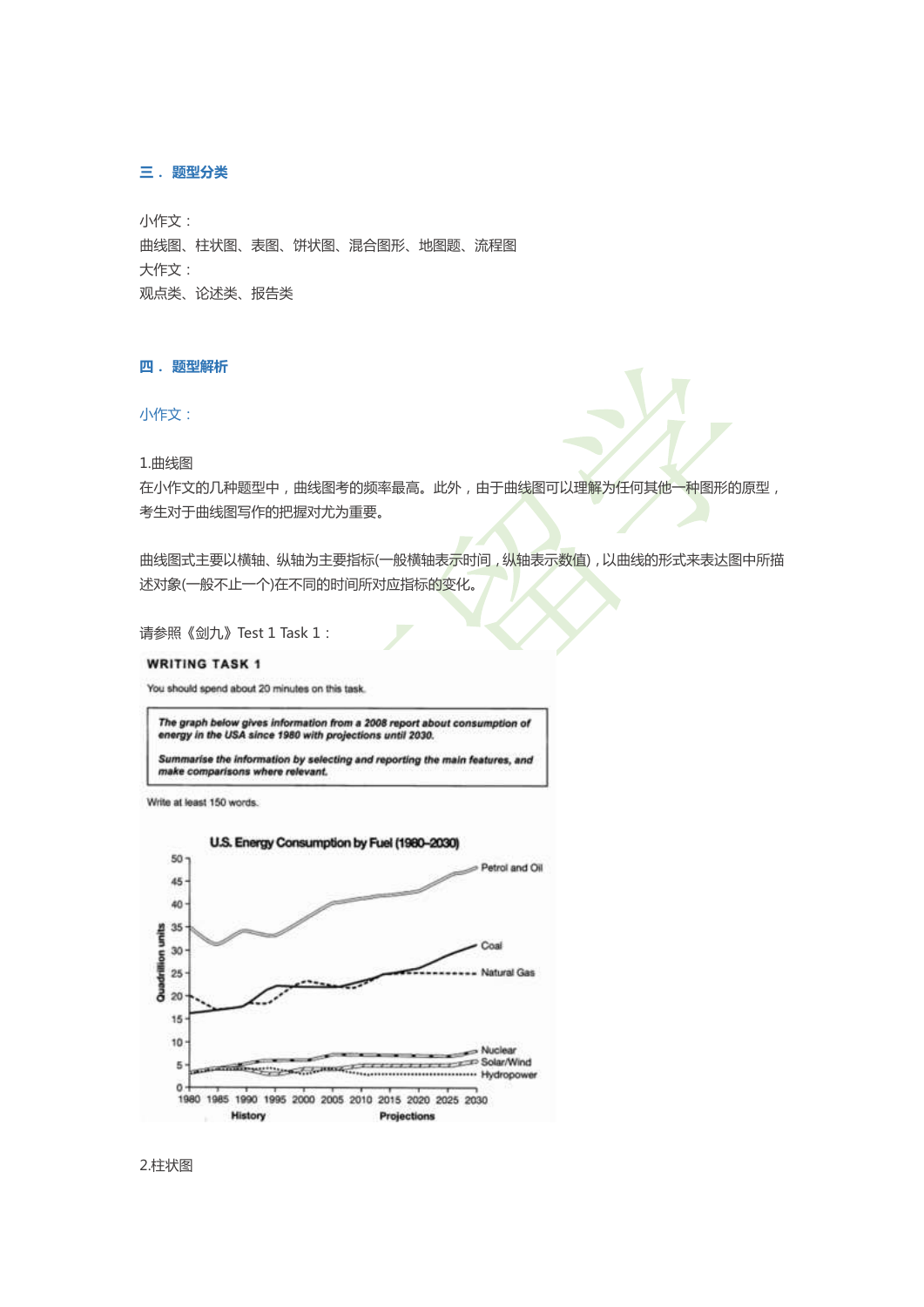## 三． 题型分类

小作文：
曲线图、柱状图、表图、饼状图、混合图形、地图题、流程图
大作文：
观点类、论述类、报告类

## 四． 题型解析

### 小作文：

1.曲线图
在小作文的几种题型中，曲线图考的频率最高。此外，由于曲线图可以理解为任何其他一种图形的原型，考生对于曲线图写作的把握对尤为重要。

曲线图式主要以横轴、纵轴为主要指标(一般横轴表示时间，纵轴表示数值)，以曲线的形式来表达图中所描述对象(一般不止一个)在不同的时间所对应指标的变化。

请参照《剑九》Test 1 Task 1：

**WRITING TASK 1**

You should spend about 20 minutes on this task.

> ***The graph below gives information from a 2008 report about consumption of energy in the USA since 1980 with projections until 2030.***
>
> ***Summarise the information by selecting and reporting the main features, and make comparisons where relevant.***

Write at least 150 words.

U.S. Energy Consumption by Fuel (1980–2030)

2.柱状图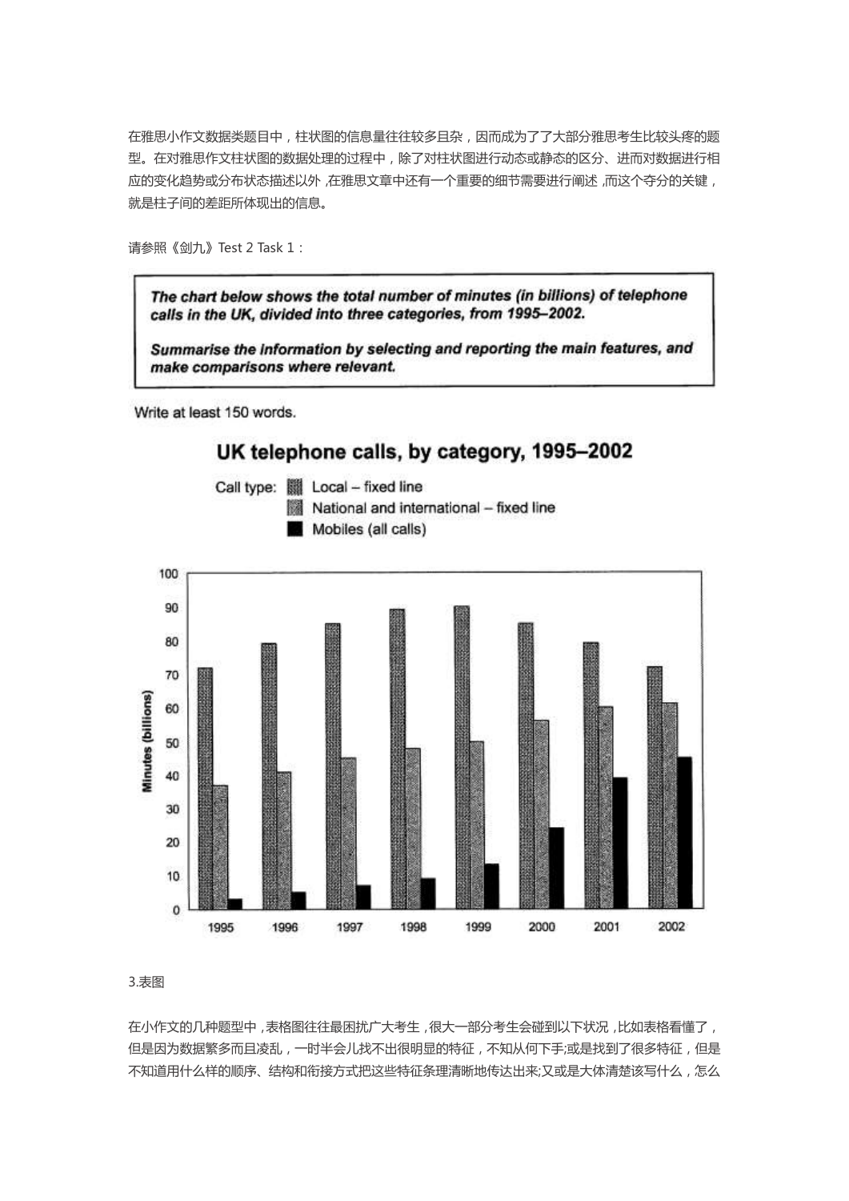在雅思小作文数据类题目中，柱状图的信息量往往较多且杂，因而成为了了大部分雅思考生比较头疼的题型。在对雅思作文柱状图的数据处理的过程中，除了对柱状图进行动态或静态的区分、进而对数据进行相应的变化趋势或分布状态描述以外，在雅思文章中还有一个重要的细节需要进行阐述，而这个夺分的关键，就是柱子间的差距所体现出的信息。

请参照《剑九》Test 2 Task 1：

> **The chart below shows the total number of minutes (in billions) of telephone calls in the UK, divided into three categories, from 1995–2002.**
>
> **Summarise the information by selecting and reporting the main features, and make comparisons where relevant.**

Write at least 150 words.

**UK telephone calls, by category, 1995–2002**

Call type:
- Local – fixed line
- National and international – fixed line
- Mobiles (all calls)

Minutes (billions): 0, 10, 20, 30, 40, 50, 60, 70, 80, 90, 100

Years: 1995, 1996, 1997, 1998, 1999, 2000, 2001, 2002

3.表图

在小作文的几种题型中，表格图往往最困扰广大考生，很大一部分考生会碰到以下状况，比如表格看懂了，但是因为数据繁多而且凌乱，一时半会儿找不出很明显的特征，不知从何下手;或是找到了很多特征，但是不知道用什么样的顺序、结构和衔接方式把这些特征条理清晰地传达出来;又或是大体清楚该写什么，怎么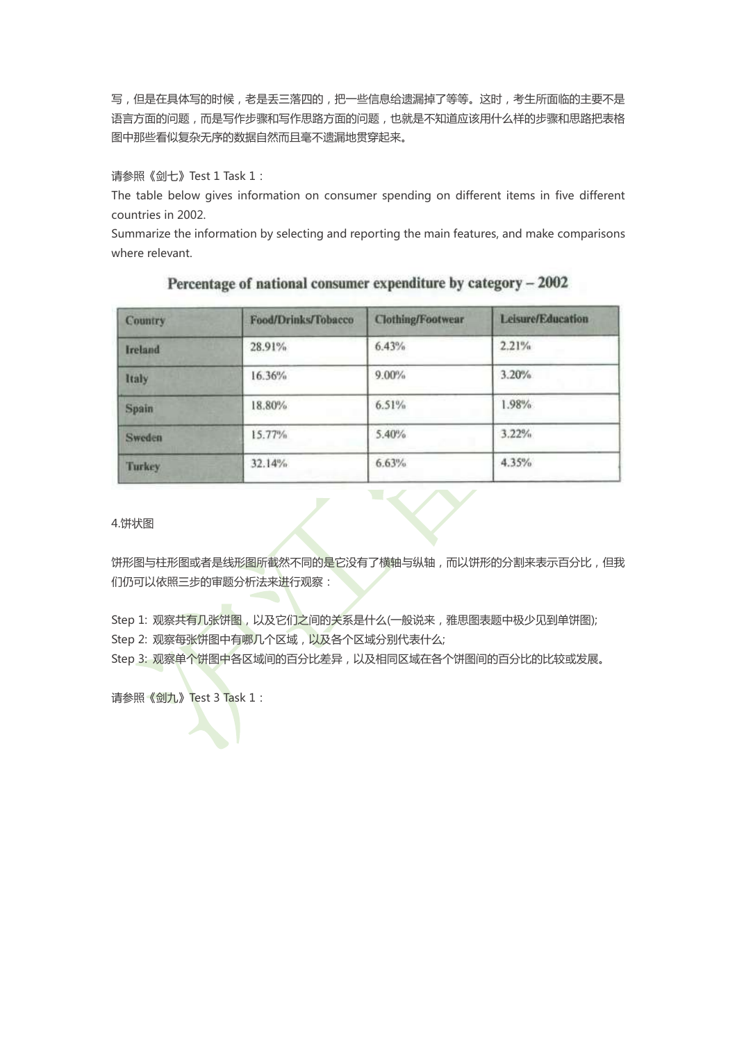写，但是在具体写的时候，老是丢三落四的，把一些信息给遗漏掉了等等。这时，考生所面临的主要不是语言方面的问题，而是写作步骤和写作思路方面的问题，也就是不知道应该用什么样的步骤和思路把表格图中那些看似复杂无序的数据自然而且毫不遗漏地贯穿起来。

请参照《剑七》Test 1 Task 1：

The table below gives information on consumer spending on different items in five different countries in 2002.

Summarize the information by selecting and reporting the main features, and make comparisons where relevant.

**Percentage of national consumer expenditure by category – 2002**

| Country | Food/Drinks/Tobacco | Clothing/Footwear | Leisure/Education |
|---|---|---|---|
| Ireland | 28.91% | 6.43% | 2.21% |
| Italy | 16.36% | 9.00% | 3.20% |
| Spain | 18.80% | 6.51% | 1.98% |
| Sweden | 15.77% | 5.40% | 3.22% |
| Turkey | 32.14% | 6.63% | 4.35% |

4.饼状图

饼形图与柱形图或者是线形图所截然不同的是它没有了横轴与纵轴，而以饼形的分割来表示百分比，但我们仍可以依照三步的审题分析法来进行观察：

Step 1: 观察共有几张饼图，以及它们之间的关系是什么(一般说来，雅思图表题中极少见到单饼图);
Step 2: 观察每张饼图中有哪几个区域，以及各个区域分别代表什么;
Step 3: 观察单个饼图中各区域间的百分比差异，以及相同区域在各个饼图间的百分比的比较或发展。

请参照《剑九》Test 3 Task 1：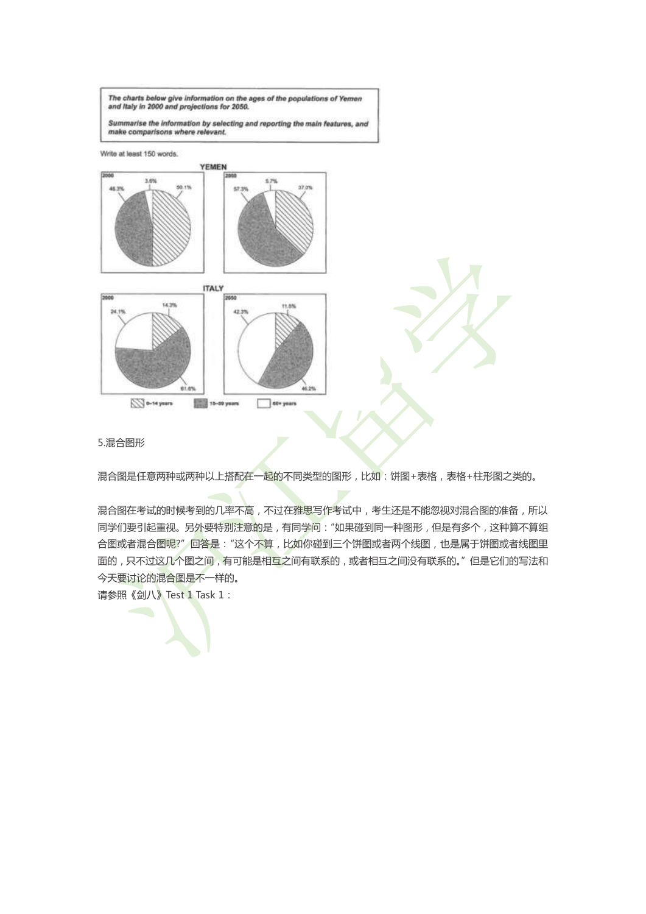The charts below give information on the ages of the populations of Yemen and Italy in 2000 and projections for 2050.

Summarise the information by selecting and reporting the main features, and make comparisons where relevant.

Write at least 150 words.

YEMEN

2000: 46.3%, 3.6%, 50.1%

2050: 57.3%, 5.7%, 37.0%

ITALY

2000: 24.1%, 14.3%, 61.6%

2050: 42.3%, 11.5%, 46.2%

0–14 years　15–59 years　60+ years

5.混合图形

混合图是任意两种或两种以上搭配在一起的不同类型的图形，比如：饼图+表格，表格+柱形图之类的。

混合图在考试的时候考到的几率不高，不过在雅思写作考试中，考生还是不能忽视对混合图的准备，所以同学们要引起重视。另外要特别注意的是，有同学问："如果碰到同一种图形，但是有多个，这种算不算组合图或者混合图呢?" 回答是："这个不算，比如你碰到三个饼图或者两个线图，也是属于饼图或者线图里面的，只不过这几个图之间，有可能是相互之间有联系的，或者相互之间没有联系的。" 但是它们的写法和今天要讨论的混合图是不一样的。

请参照《剑八》Test 1 Task 1：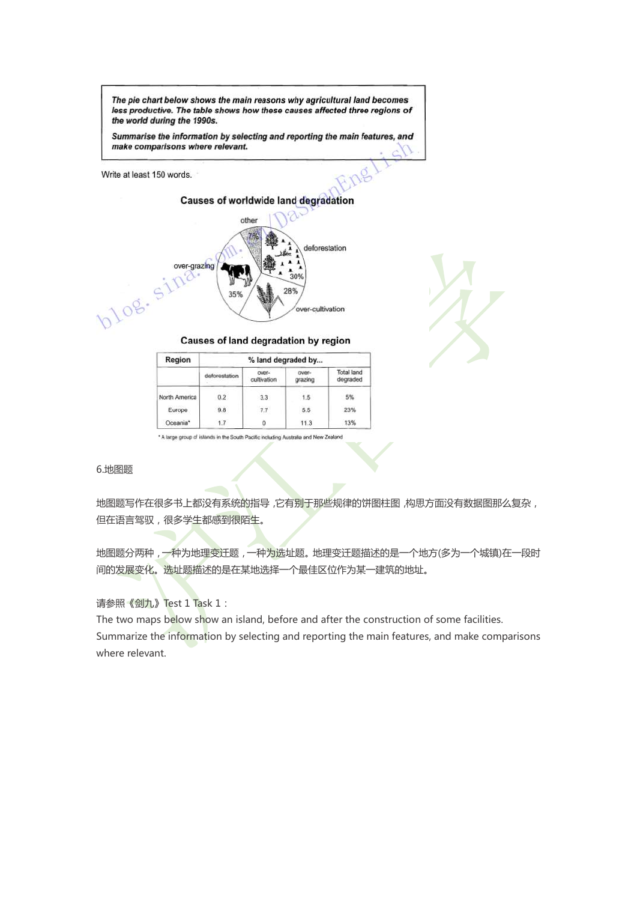*The pie chart below shows the main reasons why agricultural land becomes less productive. The table shows how these causes affected three regions of the world during the 1990s.*

*Summarise the information by selecting and reporting the main features, and make comparisons where relevant.*

Write at least 150 words.

**Causes of worldwide land degradation**

- other: 7%
- deforestation: 30%
- over-cultivation: 28%
- over-grazing: 35%

**Causes of land degradation by region**

| Region | % land degraded by... | | | |
|---|---|---|---|---|
| | deforestation | over-cultivation | over-grazing | Total land degraded |
| North America | 0.2 | 3.3 | 1.5 | 5% |
| Europe | 9.8 | 7.7 | 5.5 | 23% |
| Oceania* | 1.7 | 0 | 11.3 | 13% |

* A large group of islands in the South Pacific including Australia and New Zealand

6.地图题

地图题写作在很多书上都没有系统的指导，它有别于那些规律的饼图柱图，构思方面没有数据图那么复杂，但在语言驾驭，很多学生都感到很陌生。

地图题分两种，一种为地理变迁题，一种为选址题。地理变迁题描述的是一个地方(多为一个城镇)在一段时间的发展变化。选址题描述的是在某地选择一个最佳区位作为某一建筑的地址。

请参照《剑九》Test 1 Task 1：

The two maps below show an island, before and after the construction of some facilities.

Summarize the information by selecting and reporting the main features, and make comparisons where relevant.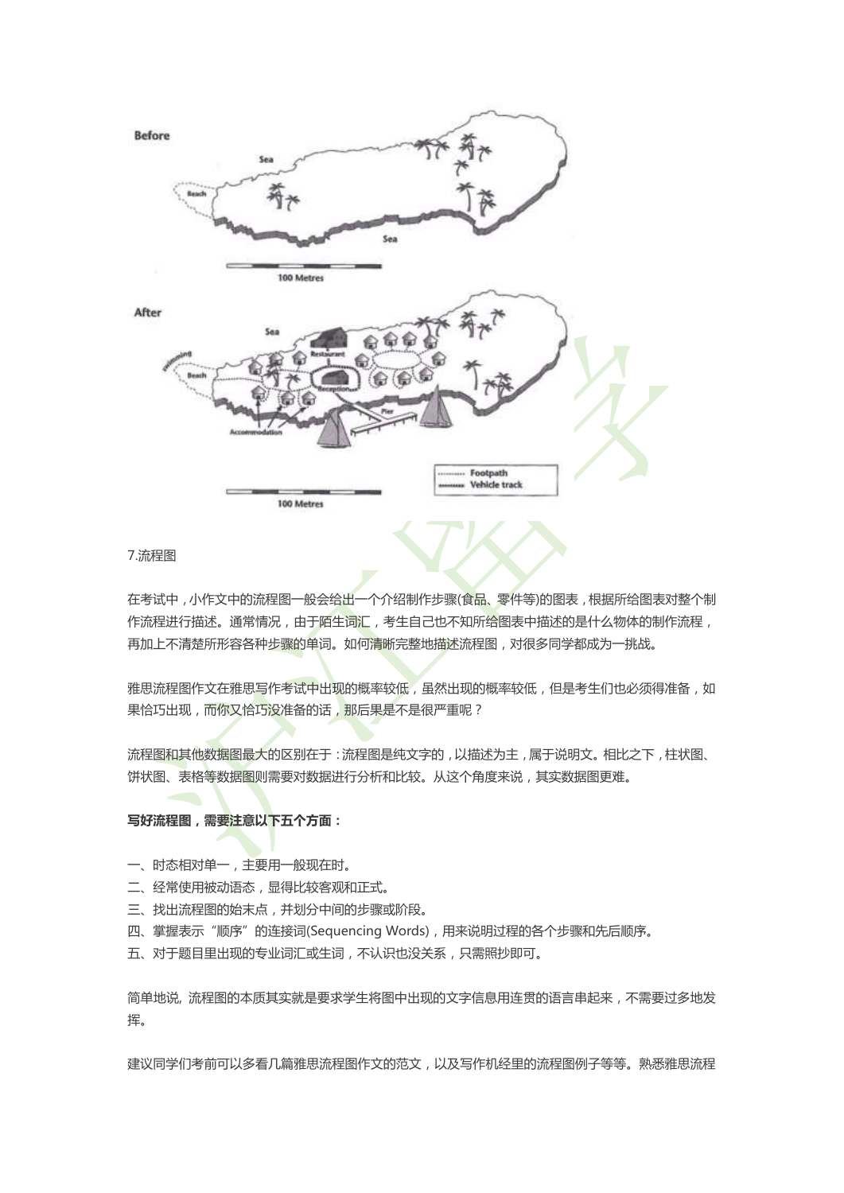7.流程图

在考试中，小作文中的流程图一般会给出一个介绍制作步骤(食品、零件等)的图表，根据所给图表对整个制作流程进行描述。通常情况，由于陌生词汇，考生自己也不知所给图表中描述的是什么物体的制作流程，再加上不清楚所形容各种步骤的单词。如何清晰完整地描述流程图，对很多同学都成为一挑战。

雅思流程图作文在雅思写作考试中出现的概率较低，虽然出现的概率较低，但是考生们也必须得准备，如果恰巧出现，而你又恰巧没准备的话，那后果是不是很严重呢？

流程图和其他数据图最大的区别在于：流程图是纯文字的，以描述为主，属于说明文。相比之下，柱状图、饼状图、表格等数据图则需要对数据进行分析和比较。从这个角度来说，其实数据图更难。

**写好流程图，需要注意以下五个方面：**

一、时态相对单一，主要用一般现在时。
二、经常使用被动语态，显得比较客观和正式。
三、找出流程图的始末点，并划分中间的步骤或阶段。
四、掌握表示“顺序”的连接词(Sequencing Words)，用来说明过程的各个步骤和先后顺序。
五、对于题目里出现的专业词汇或生词，不认识也没关系，只需照抄即可。

简单地说, 流程图的本质其实就是要求学生将图中出现的文字信息用连贯的语言串起来，不需要过多地发挥。

建议同学们考前可以多看几篇雅思流程图作文的范文，以及写作机经里的流程图例子等等。熟悉雅思流程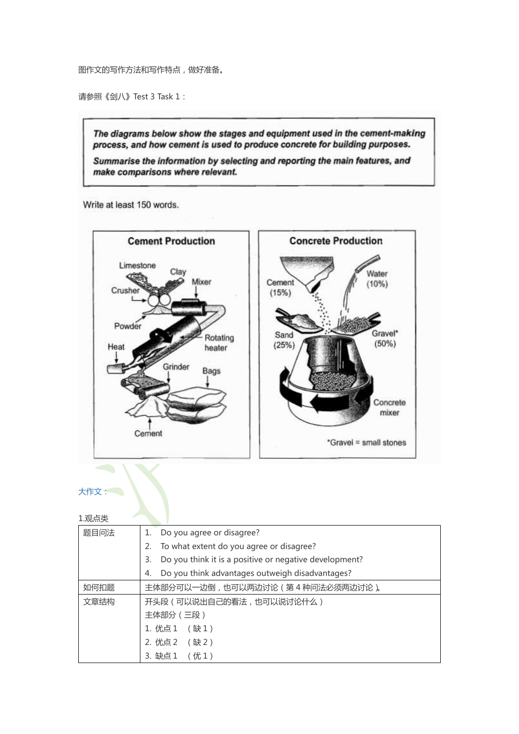图作文的写作方法和写作特点，做好准备。

请参照《剑八》Test 3 Task 1：

> ***The diagrams below show the stages and equipment used in the cement-making process, and how cement is used to produce concrete for building purposes.***
>
> ***Summarise the information by selecting and reporting the main features, and make comparisons where relevant.***

Write at least 150 words.

**Cement Production**

Limestone, Clay, Mixer, Crusher, Powder, Rotating heater, Heat, Grinder, Bags, Cement

**Concrete Production**

Cement (15%), Water (10%), Sand (25%), Gravel* (50%), Concrete mixer

*Gravel = small stones

大作文：

1.观点类

| 题目问法 | 1. Do you agree or disagree?<br>2. To what extent do you agree or disagree?<br>3. Do you think it is a positive or negative development?<br>4. Do you think advantages outweigh disadvantages? |
|---|---|
| 如何扣题 | 主体部分可以一边倒，也可以两边讨论（第 4 种问法必须两边讨论）。 |
| 文章结构 | 开头段（可以说出自己的看法，也可以说讨论什么）<br>主体部分（三段）<br>1. 优点 1 （缺 1）<br>2. 优点 2 （缺 2）<br>3. 缺点 1 （优 1） |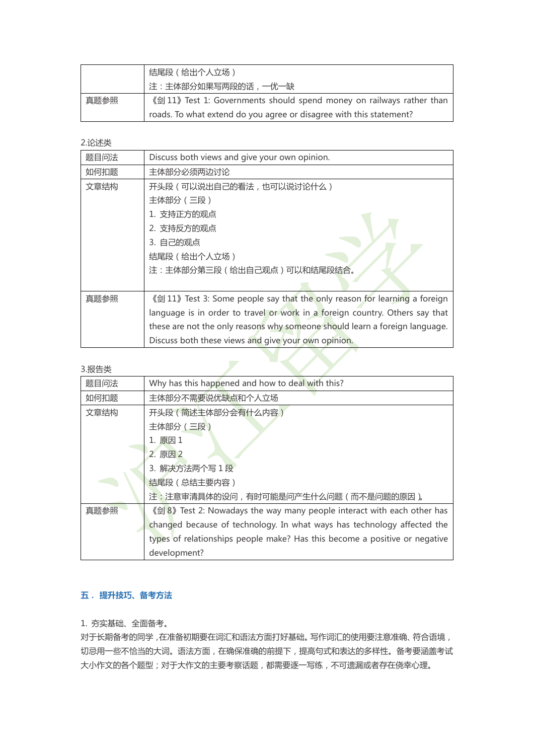| | 结尾段（给出个人立场）<br>注：主体部分如果写两段的话，一优一缺 |
|---|---|
| 真题参照 | 《剑 11》Test 1: Governments should spend money on railways rather than roads. To what extend do you agree or disagree with this statement? |

2.论述类

| 题目问法 | Discuss both views and give your own opinion. |
|---|---|
| 如何扣题 | 主体部分必须两边讨论 |
| 文章结构 | 开头段（可以说出自己的看法，也可以说讨论什么）<br>主体部分（三段）<br>1. 支持正方的观点<br>2. 支持反方的观点<br>3. 自己的观点<br>结尾段（给出个人立场）<br>注：主体部分第三段（给出自己观点）可以和结尾段结合。 |
| 真题参照 | 《剑 11》Test 3: Some people say that the only reason for learning a foreign language is in order to travel or work in a foreign country. Others say that these are not the only reasons why someone should learn a foreign language. Discuss both these views and give your own opinion. |

3.报告类

| 题目问法 | Why has this happened and how to deal with this? |
|---|---|
| 如何扣题 | 主体部分不需要说优缺点和个人立场 |
| 文章结构 | 开头段（简述主体部分会有什么内容）<br>主体部分（三段）<br>1. 原因 1<br>2. 原因 2<br>3. 解决方法两个写 1 段<br>结尾段（总结主要内容）<br>注：注意审清具体的设问，有时可能是问产生什么问题（而不是问题的原因）。 |
| 真题参照 | 《剑 8》Test 2: Nowadays the way many people interact with each other has changed because of technology. In what ways has technology affected the types of relationships people make? Has this become a positive or negative development? |

## 五． 提升技巧、备考方法

1. 夯实基础、全面备考。

对于长期备考的同学，在准备初期要在词汇和语法方面打好基础。写作词汇的使用要注意准确、符合语境，切忌用一些不恰当的大词。语法方面，在确保准确的前提下，提高句式和表达的多样性。备考要涵盖考试大小作文的各个题型；对于大作文的主要考察话题，都需要逐一写练，不可遗漏或者存在侥幸心理。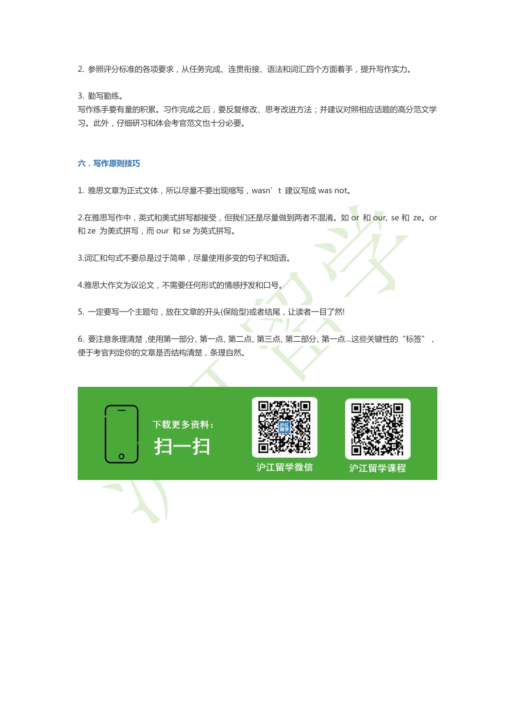2. 参照评分标准的各项要求，从任务完成、连贯衔接、语法和词汇四个方面着手，提升写作实力。

3. 勤写勤练。

写作练手要有量的积累。习作完成之后，要反复修改、思考改进方法；并建议对照相应话题的高分范文学习。此外，仔细研习和体会考官范文也十分必要。

### 六．写作原则技巧

1. 雅思文章为正式文体，所以尽量不要出现缩写，wasn’t 建议写成 was not。

2.在雅思写作中，英式和美式拼写都接受，但我们还是尽量做到两者不混淆。如 or 和 our, se 和 ze。or 和 ze 为美式拼写，而 our 和 se 为英式拼写。

3.词汇和句式不要总是过于简单，尽量使用多变的句子和短语。

4.雅思大作文为议论文，不需要任何形式的情感抒发和口号。

5. 一定要写一个主题句，放在文章的开头(保险型)或者结尾，让读者一目了然!

6. 要注意条理清楚，使用第一部分、第一点、第二点、第三点、第二部分、第一点...这些关键性的“标签”，便于考官判定你的文章是否结构清楚，条理自然。

下载更多资料：

扫一扫

沪江留学微信

沪江留学课程